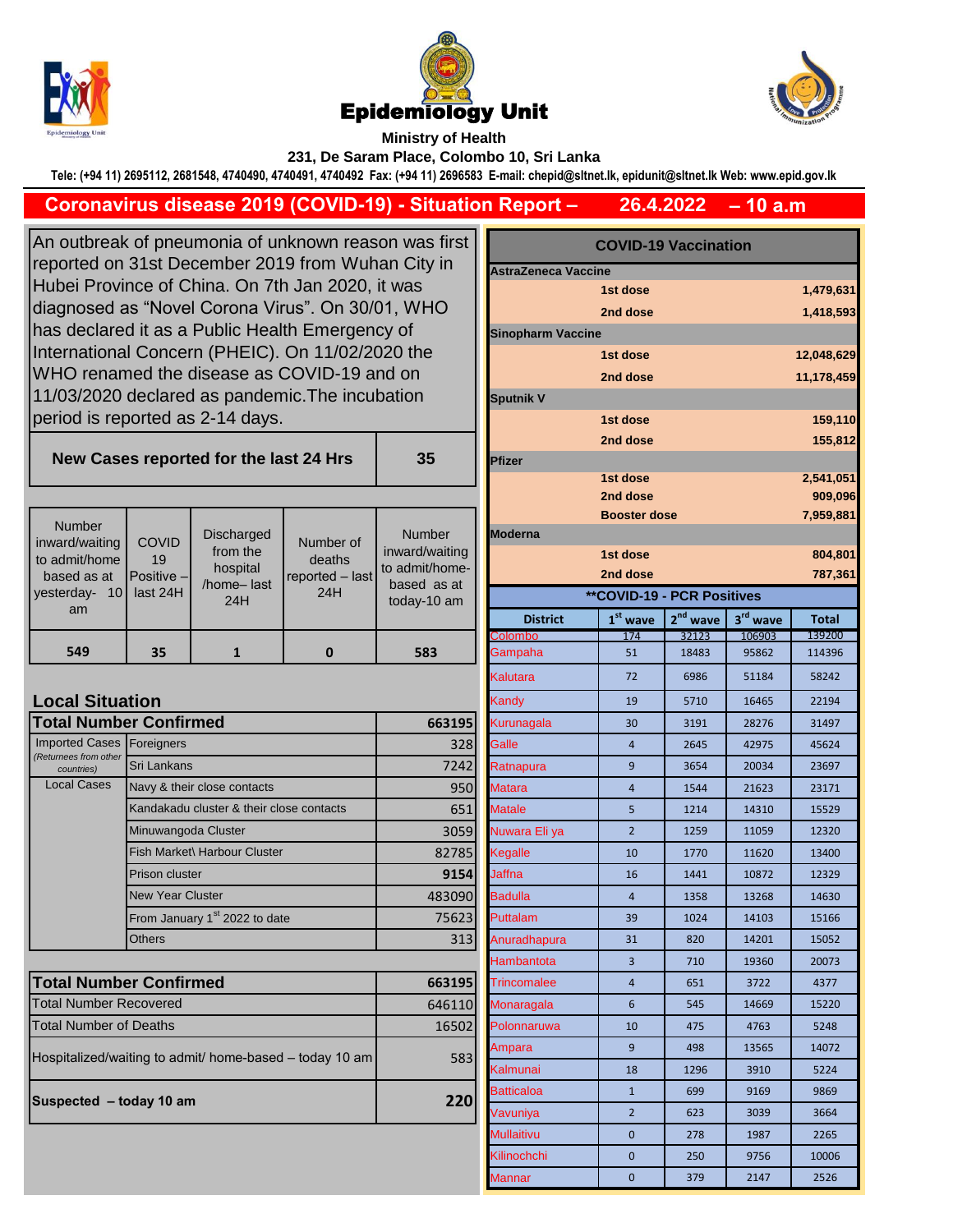# Epidemiology Unit

**Ministry of Health**

**231, De Saram Place, Colombo 10, Sri Lanka**

**Tele: (+94 11) 2695112, 2681548, 4740490, 4740491, 4740492 Fax: (+94 11) 2696583 E-mail: chepid@sltnet.lk, epidunit@sltnet.lk Web: www.epid.gov.lk**

## Coronavirus disease 2019 (COVID-19) - Situation Report – 26.4.2022 – 10 a.m

An outbreak of pneumonia of unknown reason was first reported on 31st December 2019 from Wuhan City in Hubei Province of China. On 7th Jan 2020, it was diagnosed as "Novel Corona Virus". On 30/01, WHO has declared it as a Public Health Emergency of International Concern (PHEIC). On 11/02/2020 the WHO renamed the disease as COVID-19 and on 11/03/2020 declared as pandemic.The incubation period is reported as 2-14 days.

| **New Cases reported for the last 24 Hrs** | **35** |
|---|---|

| Number inward/waiting to admit/home based as at yesterday- 10 am | COVID 19 Positive – last 24H | Discharged from the hospital /home– last 24H | Number of deaths reported – last 24H | Number inward/waiting to admit/home-based as at today-10 am |
|---|---|---|---|---|
| **549** | **35** | **1** | **0** | **583** |

### Local Situation

| **Total Number Confirmed** | | **663195** |
|---|---|---|
| Imported Cases *(Returnees from other countries)* | Foreigners | 328 |
| | Sri Lankans | 7242 |
| Local Cases | Navy & their close contacts | 950 |
| | Kandakadu cluster & their close contacts | 651 |
| | Minuwangoda Cluster | 3059 |
| | Fish Market\ Harbour Cluster | 82785 |
| | Prison cluster | 9154 |
| | New Year Cluster | 483090 |
| | From January 1st 2022 to date | 75623 |
| | Others | 313 |

| **Total Number Confirmed** | **663195** |
|---|---|
| Total Number Recovered | 646110 |
| Total Number of Deaths | 16502 |
| Hospitalized/waiting to admit/ home-based – today 10 am | 583 |
| **Suspected – today 10 am** | **220** |

### COVID-19 Vaccination

| Vaccine | Dose | Number |
|---|---|---|
| **AstraZeneca Vaccine** | | |
| | 1st dose | 1,479,631 |
| | 2nd dose | 1,418,593 |
| **Sinopharm Vaccine** | | |
| | 1st dose | 12,048,629 |
| | 2nd dose | 11,178,459 |
| **Sputnik V** | | |
| | 1st dose | 159,110 |
| | 2nd dose | 155,812 |
| **Pfizer** | | |
| | 1st dose | 2,541,051 |
| | 2nd dose | 909,096 |
| | Booster dose | 7,959,881 |
| **Moderna** | | |
| | 1st dose | 804,801 |
| | 2nd dose | 787,361 |

### **COVID-19 - PCR Positives

| District | 1st wave | 2nd wave | 3rd wave | Total |
|---|---|---|---|---|
| Colombo | 174 | 32123 | 106903 | 139200 |
| Gampaha | 51 | 18483 | 95862 | 114396 |
| Kalutara | 72 | 6986 | 51184 | 58242 |
| Kandy | 19 | 5710 | 16465 | 22194 |
| Kurunagala | 30 | 3191 | 28276 | 31497 |
| Galle | 4 | 2645 | 42975 | 45624 |
| Ratnapura | 9 | 3654 | 20034 | 23697 |
| Matara | 4 | 1544 | 21623 | 23171 |
| Matale | 5 | 1214 | 14310 | 15529 |
| Nuwara Eli ya | 2 | 1259 | 11059 | 12320 |
| Kegalle | 10 | 1770 | 11620 | 13400 |
| Jaffna | 16 | 1441 | 10872 | 12329 |
| Badulla | 4 | 1358 | 13268 | 14630 |
| Puttalam | 39 | 1024 | 14103 | 15166 |
| Anuradhapura | 31 | 820 | 14201 | 15052 |
| Hambantota | 3 | 710 | 19360 | 20073 |
| Trincomalee | 4 | 651 | 3722 | 4377 |
| Monaragala | 6 | 545 | 14669 | 15220 |
| Polonnaruwa | 10 | 475 | 4763 | 5248 |
| Ampara | 9 | 498 | 13565 | 14072 |
| Kalmunai | 18 | 1296 | 3910 | 5224 |
| Batticaloa | 1 | 699 | 9169 | 9869 |
| Vavuniya | 2 | 623 | 3039 | 3664 |
| Mullaitivu | 0 | 278 | 1987 | 2265 |
| Kilinochchi | 0 | 250 | 9756 | 10006 |
| Mannar | 0 | 379 | 2147 | 2526 |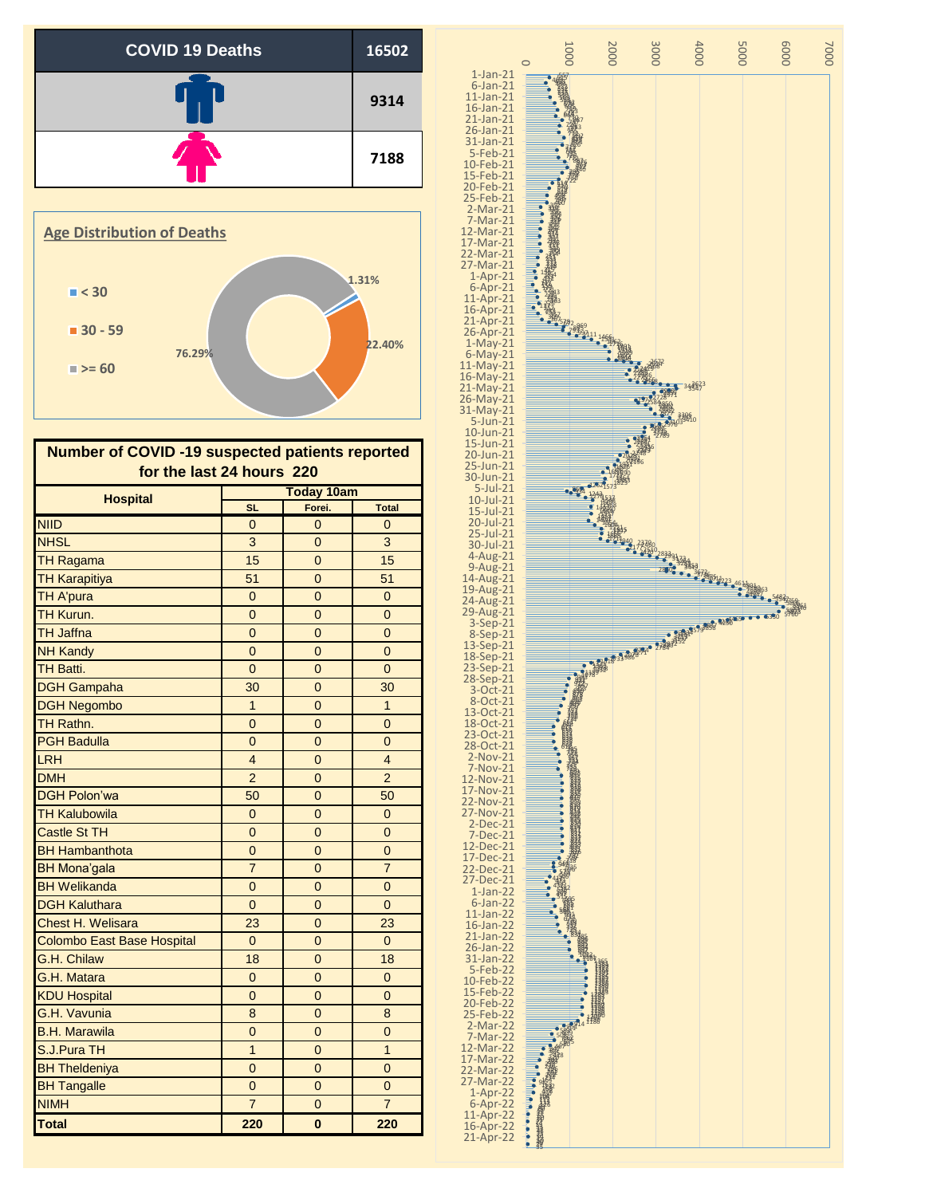| COVID 19 Deaths | 16502 |
| --- | --- |
| Male | 9314 |
| Female | 7188 |

## Age Distribution of Deaths

< 30
30 - 59
>= 60
1.31%
22.40%
76.29%

| Number of COVID -19 suspected patients reported for the last 24 hours 220 | | | |
| --- | --- | --- | --- |
| Hospital | Today 10am | | |
| | SL | Forei. | Total |
| NIID | 0 | 0 | 0 |
| NHSL | 3 | 0 | 3 |
| TH Ragama | 15 | 0 | 15 |
| TH Karapitiya | 51 | 0 | 51 |
| TH A'pura | 0 | 0 | 0 |
| TH Kurun. | 0 | 0 | 0 |
| TH Jaffna | 0 | 0 | 0 |
| NH Kandy | 0 | 0 | 0 |
| TH Batti. | 0 | 0 | 0 |
| DGH Gampaha | 30 | 0 | 30 |
| DGH Negombo | 1 | 0 | 1 |
| TH Rathn. | 0 | 0 | 0 |
| PGH Badulla | 0 | 0 | 0 |
| LRH | 4 | 0 | 4 |
| DMH | 2 | 0 | 2 |
| DGH Polon'wa | 50 | 0 | 50 |
| TH Kalubowila | 0 | 0 | 0 |
| Castle St TH | 0 | 0 | 0 |
| BH Hambanthota | 0 | 0 | 0 |
| BH Mona'gala | 7 | 0 | 7 |
| BH Welikanda | 0 | 0 | 0 |
| DGH Kaluthara | 0 | 0 | 0 |
| Chest H. Welisara | 23 | 0 | 23 |
| Colombo East Base Hospital | 0 | 0 | 0 |
| G.H. Chilaw | 18 | 0 | 18 |
| G.H. Matara | 0 | 0 | 0 |
| KDU Hospital | 0 | 0 | 0 |
| G.H. Vavunia | 8 | 0 | 8 |
| B.H. Marawila | 0 | 0 | 0 |
| S.J.Pura TH | 1 | 0 | 1 |
| BH Theldeniya | 0 | 0 | 0 |
| BH Tangalle | 0 | 0 | 0 |
| NIMH | 7 | 0 | 7 |
| **Total** | **220** | **0** | **220** |

0 1000 2000 3000 4000 5000 6000 7000

1-Jan-21 6-Jan-21 11-Jan-21 16-Jan-21 21-Jan-21 26-Jan-21 31-Jan-21 5-Feb-21 10-Feb-21 15-Feb-21 20-Feb-21 25-Feb-21 2-Mar-21 7-Mar-21 12-Mar-21 17-Mar-21 22-Mar-21 27-Mar-21 1-Apr-21 6-Apr-21 11-Apr-21 16-Apr-21 21-Apr-21 26-Apr-21 1-May-21 6-May-21 11-May-21 16-May-21 21-May-21 26-May-21 31-May-21 5-Jun-21 10-Jun-21 15-Jun-21 20-Jun-21 25-Jun-21 30-Jun-21 5-Jul-21 10-Jul-21 15-Jul-21 20-Jul-21 25-Jul-21 30-Jul-21 4-Aug-21 9-Aug-21 14-Aug-21 19-Aug-21 24-Aug-21 29-Aug-21 3-Sep-21 8-Sep-21 13-Sep-21 18-Sep-21 23-Sep-21 28-Sep-21 3-Oct-21 8-Oct-21 13-Oct-21 18-Oct-21 23-Oct-21 28-Oct-21 2-Nov-21 7-Nov-21 12-Nov-21 17-Nov-21 22-Nov-21 27-Nov-21 2-Dec-21 7-Dec-21 12-Dec-21 17-Dec-21 22-Dec-21 27-Dec-21 1-Jan-22 6-Jan-22 11-Jan-22 16-Jan-22 21-Jan-22 26-Jan-22 31-Jan-22 5-Feb-22 10-Feb-22 15-Feb-22 20-Feb-22 25-Feb-22 2-Mar-22 7-Mar-22 12-Mar-22 17-Mar-22 22-Mar-22 27-Mar-22 1-Apr-22 6-Apr-22 11-Apr-22 16-Apr-22 21-Apr-22